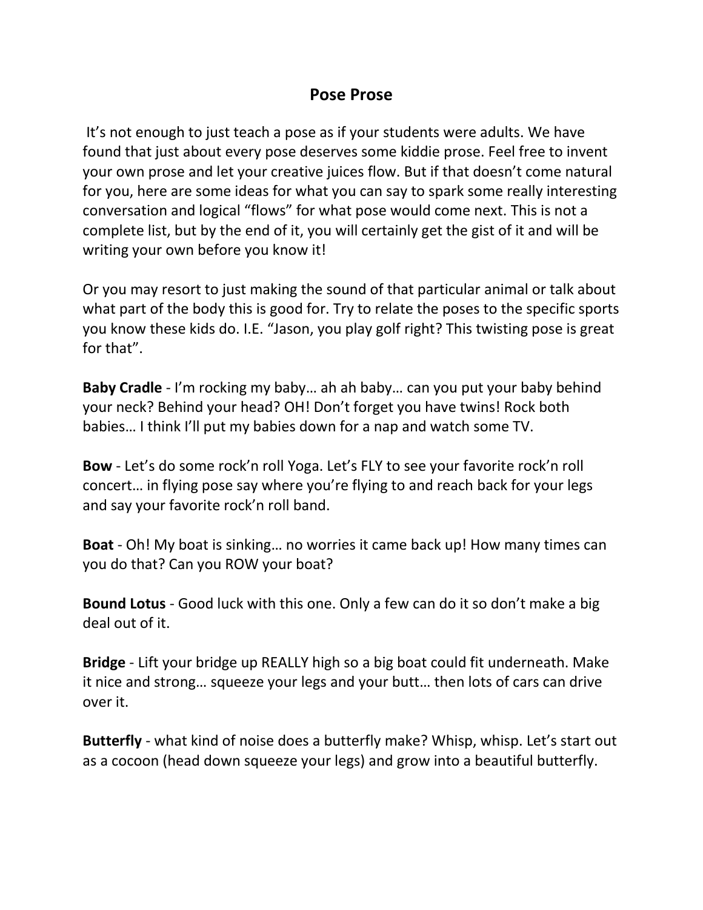# Pose Prose

It's not enough to just teach a pose as if your students were adults. We have found that just about every pose deserves some kiddie prose. Feel free to invent your own prose and let your creative juices flow. But if that doesn't come natural for you, here are some ideas for what you can say to spark some really interesting conversation and logical "flows" for what pose would come next. This is not a complete list, but by the end of it, you will certainly get the gist of it and will be writing your own before you know it!

Or you may resort to just making the sound of that particular animal or talk about what part of the body this is good for. Try to relate the poses to the specific sports you know these kids do. I.E. "Jason, you play golf right? This twisting pose is great for that".

**Baby Cradle** - I'm rocking my baby… ah ah baby… can you put your baby behind your neck? Behind your head? OH! Don't forget you have twins! Rock both babies… I think I'll put my babies down for a nap and watch some TV.

**Bow** - Let's do some rock'n roll Yoga. Let's FLY to see your favorite rock'n roll concert… in flying pose say where you're flying to and reach back for your legs and say your favorite rock'n roll band.

**Boat** - Oh! My boat is sinking… no worries it came back up! How many times can you do that? Can you ROW your boat?

**Bound Lotus** - Good luck with this one. Only a few can do it so don't make a big deal out of it.

**Bridge** - Lift your bridge up REALLY high so a big boat could fit underneath. Make it nice and strong… squeeze your legs and your butt… then lots of cars can drive over it.

**Butterfly** - what kind of noise does a butterfly make? Whisp, whisp. Let's start out as a cocoon (head down squeeze your legs) and grow into a beautiful butterfly.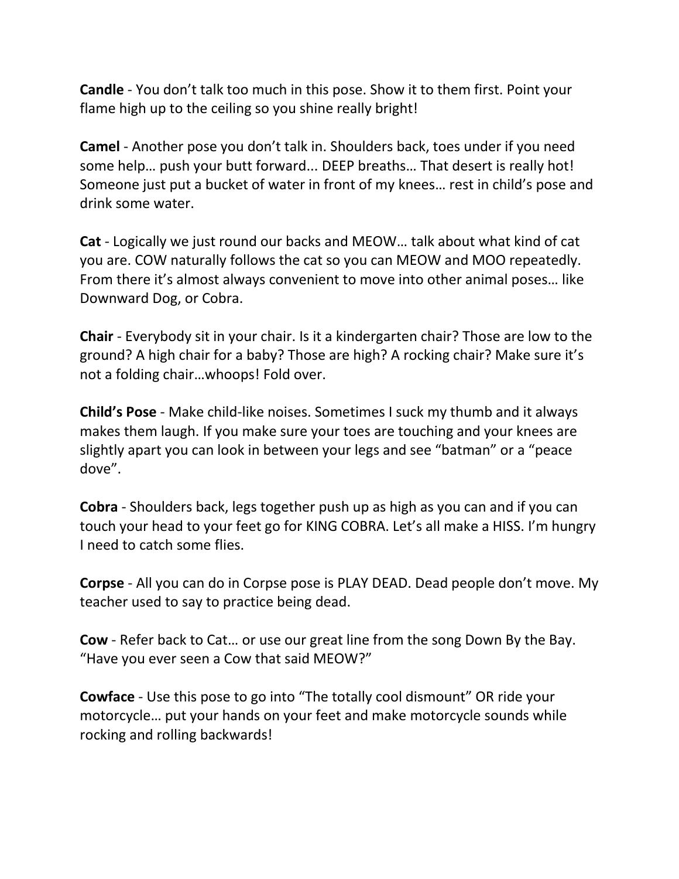**Candle** - You don't talk too much in this pose. Show it to them first. Point your flame high up to the ceiling so you shine really bright!

**Camel** - Another pose you don't talk in. Shoulders back, toes under if you need some help… push your butt forward... DEEP breaths… That desert is really hot! Someone just put a bucket of water in front of my knees… rest in child's pose and drink some water.

**Cat** - Logically we just round our backs and MEOW… talk about what kind of cat you are. COW naturally follows the cat so you can MEOW and MOO repeatedly. From there it's almost always convenient to move into other animal poses… like Downward Dog, or Cobra.

**Chair** - Everybody sit in your chair. Is it a kindergarten chair? Those are low to the ground? A high chair for a baby? Those are high? A rocking chair? Make sure it's not a folding chair…whoops! Fold over.

**Child's Pose** - Make child-like noises. Sometimes I suck my thumb and it always makes them laugh. If you make sure your toes are touching and your knees are slightly apart you can look in between your legs and see "batman" or a "peace dove".

**Cobra** - Shoulders back, legs together push up as high as you can and if you can touch your head to your feet go for KING COBRA. Let's all make a HISS. I'm hungry I need to catch some flies.

**Corpse** - All you can do in Corpse pose is PLAY DEAD. Dead people don't move. My teacher used to say to practice being dead.

**Cow** - Refer back to Cat… or use our great line from the song Down By the Bay. "Have you ever seen a Cow that said MEOW?"

**Cowface** - Use this pose to go into "The totally cool dismount" OR ride your motorcycle… put your hands on your feet and make motorcycle sounds while rocking and rolling backwards!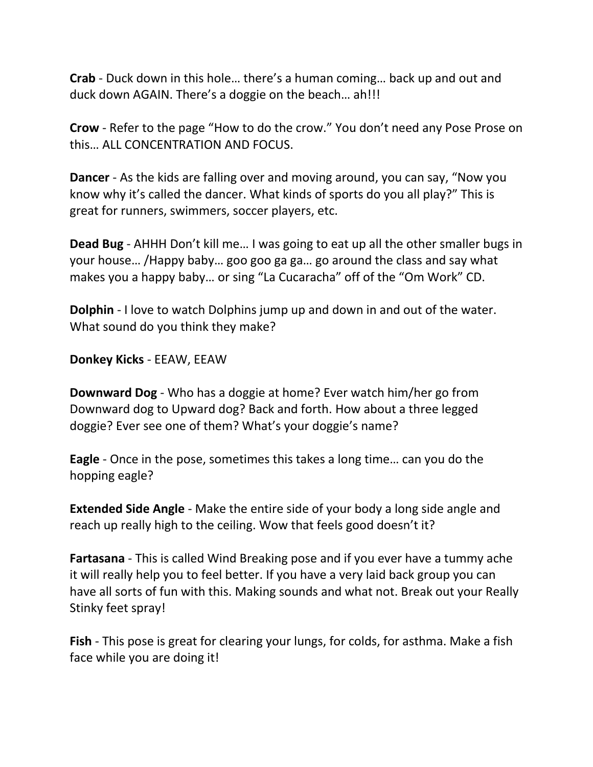**Crab** - Duck down in this hole… there's a human coming… back up and out and duck down AGAIN. There's a doggie on the beach… ah!!!

**Crow** - Refer to the page "How to do the crow." You don't need any Pose Prose on this… ALL CONCENTRATION AND FOCUS.

**Dancer** - As the kids are falling over and moving around, you can say, "Now you know why it's called the dancer. What kinds of sports do you all play?" This is great for runners, swimmers, soccer players, etc.

**Dead Bug** - AHHH Don't kill me… I was going to eat up all the other smaller bugs in your house… /Happy baby… goo goo ga ga… go around the class and say what makes you a happy baby… or sing "La Cucaracha" off of the "Om Work" CD.

**Dolphin** - I love to watch Dolphins jump up and down in and out of the water. What sound do you think they make?

**Donkey Kicks** - EEAW, EEAW

**Downward Dog** - Who has a doggie at home? Ever watch him/her go from Downward dog to Upward dog? Back and forth. How about a three legged doggie? Ever see one of them? What's your doggie's name?

**Eagle** - Once in the pose, sometimes this takes a long time… can you do the hopping eagle?

**Extended Side Angle** - Make the entire side of your body a long side angle and reach up really high to the ceiling. Wow that feels good doesn't it?

**Fartasana** - This is called Wind Breaking pose and if you ever have a tummy ache it will really help you to feel better. If you have a very laid back group you can have all sorts of fun with this. Making sounds and what not. Break out your Really Stinky feet spray!

**Fish** - This pose is great for clearing your lungs, for colds, for asthma. Make a fish face while you are doing it!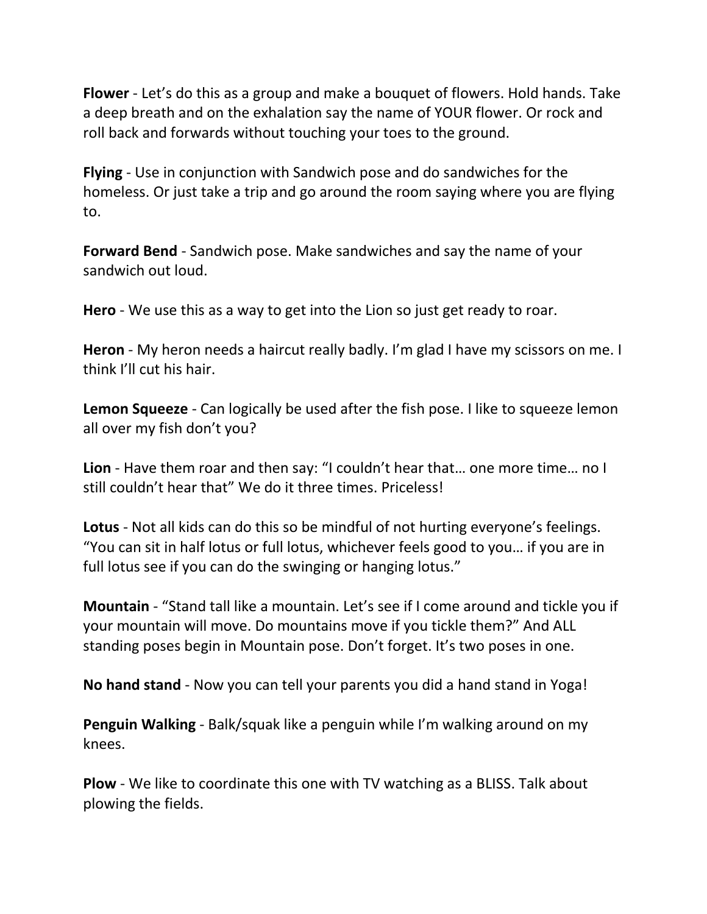**Flower** - Let's do this as a group and make a bouquet of flowers. Hold hands. Take a deep breath and on the exhalation say the name of YOUR flower. Or rock and roll back and forwards without touching your toes to the ground.

**Flying** - Use in conjunction with Sandwich pose and do sandwiches for the homeless. Or just take a trip and go around the room saying where you are flying to.

**Forward Bend** - Sandwich pose. Make sandwiches and say the name of your sandwich out loud.

**Hero** - We use this as a way to get into the Lion so just get ready to roar.

**Heron** - My heron needs a haircut really badly. I'm glad I have my scissors on me. I think I'll cut his hair.

**Lemon Squeeze** - Can logically be used after the fish pose. I like to squeeze lemon all over my fish don't you?

**Lion** - Have them roar and then say: "I couldn't hear that… one more time… no I still couldn't hear that" We do it three times. Priceless!

**Lotus** - Not all kids can do this so be mindful of not hurting everyone's feelings. "You can sit in half lotus or full lotus, whichever feels good to you… if you are in full lotus see if you can do the swinging or hanging lotus."

**Mountain** - "Stand tall like a mountain. Let's see if I come around and tickle you if your mountain will move. Do mountains move if you tickle them?" And ALL standing poses begin in Mountain pose. Don't forget. It's two poses in one.

**No hand stand** - Now you can tell your parents you did a hand stand in Yoga!

**Penguin Walking** - Balk/squak like a penguin while I'm walking around on my knees.

**Plow** - We like to coordinate this one with TV watching as a BLISS. Talk about plowing the fields.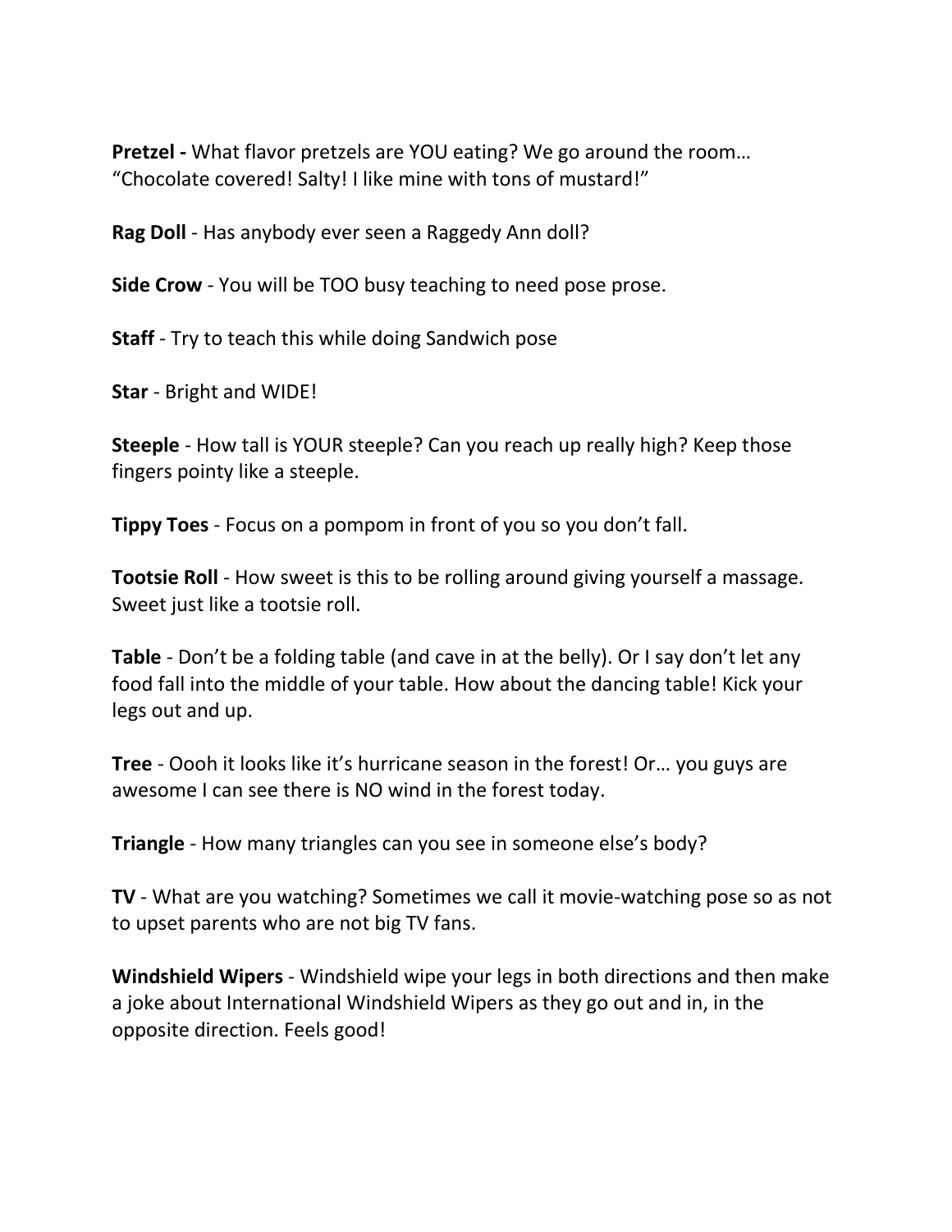**Pretzel -** What flavor pretzels are YOU eating? We go around the room… "Chocolate covered! Salty! I like mine with tons of mustard!"

**Rag Doll** - Has anybody ever seen a Raggedy Ann doll?

**Side Crow** - You will be TOO busy teaching to need pose prose.

**Staff** - Try to teach this while doing Sandwich pose

**Star** - Bright and WIDE!

**Steeple** - How tall is YOUR steeple? Can you reach up really high? Keep those fingers pointy like a steeple.

**Tippy Toes** - Focus on a pompom in front of you so you don't fall.

**Tootsie Roll** - How sweet is this to be rolling around giving yourself a massage. Sweet just like a tootsie roll.

**Table** - Don't be a folding table (and cave in at the belly). Or I say don't let any food fall into the middle of your table. How about the dancing table! Kick your legs out and up.

**Tree** - Oooh it looks like it's hurricane season in the forest! Or… you guys are awesome I can see there is NO wind in the forest today.

**Triangle** - How many triangles can you see in someone else's body?

**TV** - What are you watching? Sometimes we call it movie-watching pose so as not to upset parents who are not big TV fans.

**Windshield Wipers** - Windshield wipe your legs in both directions and then make a joke about International Windshield Wipers as they go out and in, in the opposite direction. Feels good!